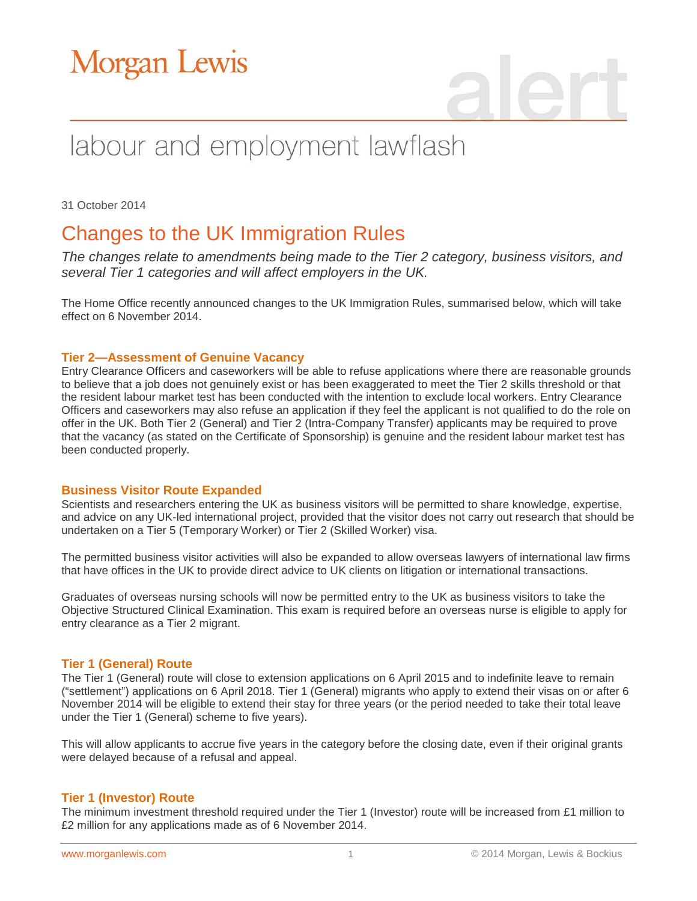Morgan Lewis

alert

labour and employment lawflash

31 October 2014

# Changes to the UK Immigration Rules

*The changes relate to amendments being made to the Tier 2 category, business visitors, and several Tier 1 categories and will affect employers in the UK.*

The Home Office recently announced changes to the UK Immigration Rules, summarised below, which will take effect on 6 November 2014.

## Tier 2—Assessment of Genuine Vacancy

Entry Clearance Officers and caseworkers will be able to refuse applications where there are reasonable grounds to believe that a job does not genuinely exist or has been exaggerated to meet the Tier 2 skills threshold or that the resident labour market test has been conducted with the intention to exclude local workers. Entry Clearance Officers and caseworkers may also refuse an application if they feel the applicant is not qualified to do the role on offer in the UK. Both Tier 2 (General) and Tier 2 (Intra-Company Transfer) applicants may be required to prove that the vacancy (as stated on the Certificate of Sponsorship) is genuine and the resident labour market test has been conducted properly.

## Business Visitor Route Expanded

Scientists and researchers entering the UK as business visitors will be permitted to share knowledge, expertise, and advice on any UK-led international project, provided that the visitor does not carry out research that should be undertaken on a Tier 5 (Temporary Worker) or Tier 2 (Skilled Worker) visa.

The permitted business visitor activities will also be expanded to allow overseas lawyers of international law firms that have offices in the UK to provide direct advice to UK clients on litigation or international transactions.

Graduates of overseas nursing schools will now be permitted entry to the UK as business visitors to take the Objective Structured Clinical Examination. This exam is required before an overseas nurse is eligible to apply for entry clearance as a Tier 2 migrant.

## Tier 1 (General) Route

The Tier 1 (General) route will close to extension applications on 6 April 2015 and to indefinite leave to remain ("settlement") applications on 6 April 2018. Tier 1 (General) migrants who apply to extend their visas on or after 6 November 2014 will be eligible to extend their stay for three years (or the period needed to take their total leave under the Tier 1 (General) scheme to five years).

This will allow applicants to accrue five years in the category before the closing date, even if their original grants were delayed because of a refusal and appeal.

## Tier 1 (Investor) Route

The minimum investment threshold required under the Tier 1 (Investor) route will be increased from £1 million to £2 million for any applications made as of 6 November 2014.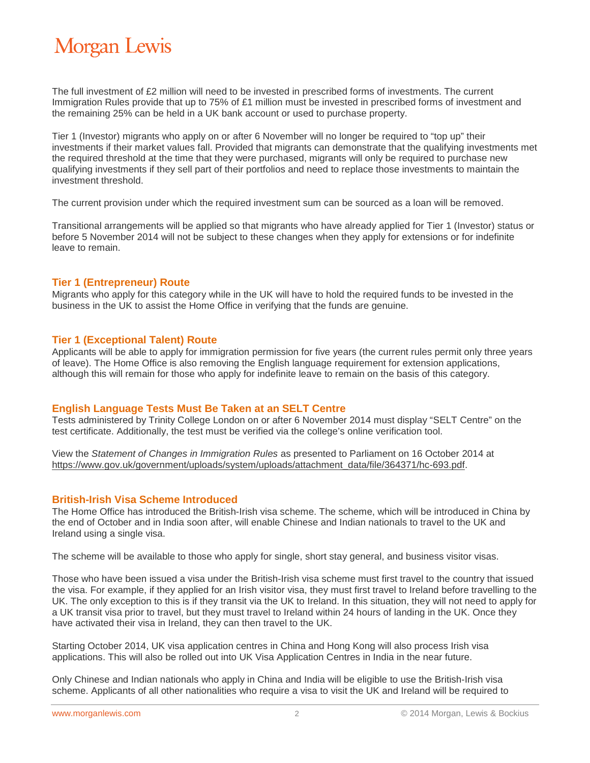The full investment of £2 million will need to be invested in prescribed forms of investments. The current Immigration Rules provide that up to 75% of £1 million must be invested in prescribed forms of investment and the remaining 25% can be held in a UK bank account or used to purchase property.

Tier 1 (Investor) migrants who apply on or after 6 November will no longer be required to "top up" their investments if their market values fall. Provided that migrants can demonstrate that the qualifying investments met the required threshold at the time that they were purchased, migrants will only be required to purchase new qualifying investments if they sell part of their portfolios and need to replace those investments to maintain the investment threshold.

The current provision under which the required investment sum can be sourced as a loan will be removed.

Transitional arrangements will be applied so that migrants who have already applied for Tier 1 (Investor) status or before 5 November 2014 will not be subject to these changes when they apply for extensions or for indefinite leave to remain.

### Tier 1 (Entrepreneur) Route

Migrants who apply for this category while in the UK will have to hold the required funds to be invested in the business in the UK to assist the Home Office in verifying that the funds are genuine.

### Tier 1 (Exceptional Talent) Route

Applicants will be able to apply for immigration permission for five years (the current rules permit only three years of leave). The Home Office is also removing the English language requirement for extension applications, although this will remain for those who apply for indefinite leave to remain on the basis of this category.

### English Language Tests Must Be Taken at an SELT Centre

Tests administered by Trinity College London on or after 6 November 2014 must display "SELT Centre" on the test certificate. Additionally, the test must be verified via the college's online verification tool.

View the *Statement of Changes in Immigration Rules* as presented to Parliament on 16 October 2014 at https://www.gov.uk/government/uploads/system/uploads/attachment_data/file/364371/hc-693.pdf.

### British-Irish Visa Scheme Introduced

The Home Office has introduced the British-Irish visa scheme. The scheme, which will be introduced in China by the end of October and in India soon after, will enable Chinese and Indian nationals to travel to the UK and Ireland using a single visa.

The scheme will be available to those who apply for single, short stay general, and business visitor visas.

Those who have been issued a visa under the British-Irish visa scheme must first travel to the country that issued the visa. For example, if they applied for an Irish visitor visa, they must first travel to Ireland before travelling to the UK. The only exception to this is if they transit via the UK to Ireland. In this situation, they will not need to apply for a UK transit visa prior to travel, but they must travel to Ireland within 24 hours of landing in the UK. Once they have activated their visa in Ireland, they can then travel to the UK.

Starting October 2014, UK visa application centres in China and Hong Kong will also process Irish visa applications. This will also be rolled out into UK Visa Application Centres in India in the near future.

Only Chinese and Indian nationals who apply in China and India will be eligible to use the British-Irish visa scheme. Applicants of all other nationalities who require a visa to visit the UK and Ireland will be required to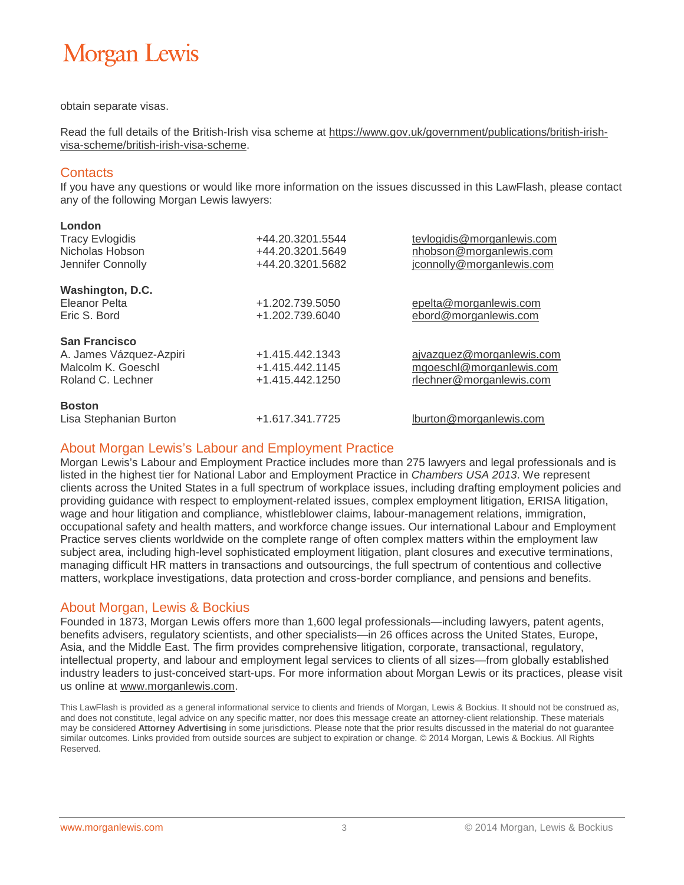obtain separate visas.

Read the full details of the British-Irish visa scheme at https://www.gov.uk/government/publications/british-irish-visa-scheme/british-irish-visa-scheme.

## Contacts

If you have any questions or would like more information on the issues discussed in this LawFlash, please contact any of the following Morgan Lewis lawyers:

| | | |
|---|---|---|
| **London** | | |
| Tracy Evlogidis | +44.20.3201.5544 | tevlogidis@morganlewis.com |
| Nicholas Hobson | +44.20.3201.5649 | nhobson@morganlewis.com |
| Jennifer Connolly | +44.20.3201.5682 | jconnolly@morganlewis.com |
| **Washington, D.C.** | | |
| Eleanor Pelta | +1.202.739.5050 | epelta@morganlewis.com |
| Eric S. Bord | +1.202.739.6040 | ebord@morganlewis.com |
| **San Francisco** | | |
| A. James Vázquez-Azpiri | +1.415.442.1343 | ajvazquez@morganlewis.com |
| Malcolm K. Goeschl | +1.415.442.1145 | mgoeschl@morganlewis.com |
| Roland C. Lechner | +1.415.442.1250 | rlechner@morganlewis.com |
| **Boston** | | |
| Lisa Stephanian Burton | +1.617.341.7725 | lburton@morganlewis.com |

## About Morgan Lewis's Labour and Employment Practice

Morgan Lewis's Labour and Employment Practice includes more than 275 lawyers and legal professionals and is listed in the highest tier for National Labor and Employment Practice in *Chambers USA 2013*. We represent clients across the United States in a full spectrum of workplace issues, including drafting employment policies and providing guidance with respect to employment-related issues, complex employment litigation, ERISA litigation, wage and hour litigation and compliance, whistleblower claims, labour-management relations, immigration, occupational safety and health matters, and workforce change issues. Our international Labour and Employment Practice serves clients worldwide on the complete range of often complex matters within the employment law subject area, including high-level sophisticated employment litigation, plant closures and executive terminations, managing difficult HR matters in transactions and outsourcings, the full spectrum of contentious and collective matters, workplace investigations, data protection and cross-border compliance, and pensions and benefits.

## About Morgan, Lewis & Bockius

Founded in 1873, Morgan Lewis offers more than 1,600 legal professionals—including lawyers, patent agents, benefits advisers, regulatory scientists, and other specialists—in 26 offices across the United States, Europe, Asia, and the Middle East. The firm provides comprehensive litigation, corporate, transactional, regulatory, intellectual property, and labour and employment legal services to clients of all sizes—from globally established industry leaders to just-conceived start-ups. For more information about Morgan Lewis or its practices, please visit us online at www.morganlewis.com.

This LawFlash is provided as a general informational service to clients and friends of Morgan, Lewis & Bockius. It should not be construed as, and does not constitute, legal advice on any specific matter, nor does this message create an attorney-client relationship. These materials may be considered **Attorney Advertising** in some jurisdictions. Please note that the prior results discussed in the material do not guarantee similar outcomes. Links provided from outside sources are subject to expiration or change. © 2014 Morgan, Lewis & Bockius. All Rights Reserved.